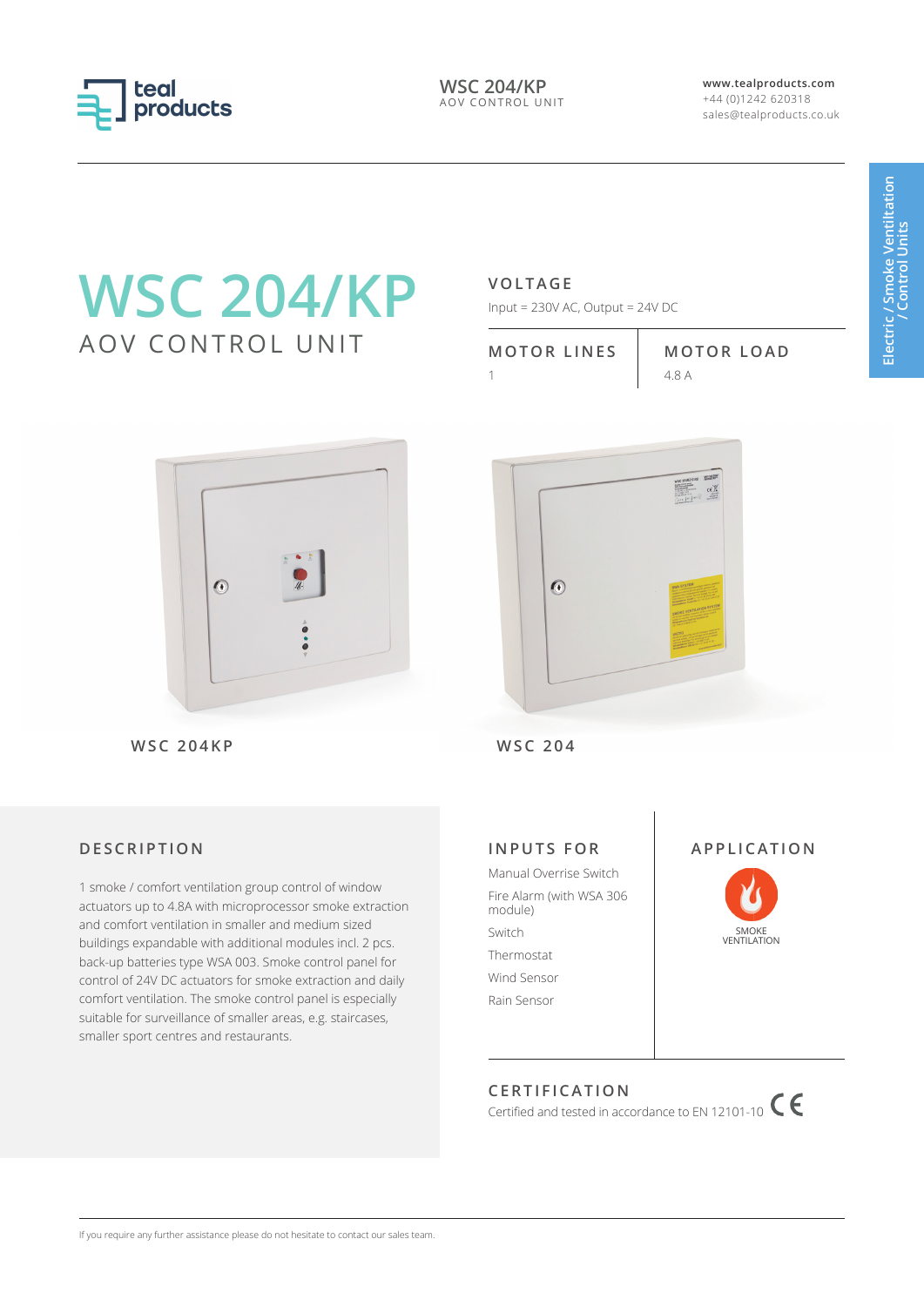# WSC 204/KP

## AOV CONTROL UNIT

### VOLTAGE

Input = 230V AC, Output = 24V DC

| MOTOR LINES | MOTOR LOAD |
| --- | --- |
| 1 | 4.8 A |

WSC 204KP

WSC 204

### DESCRIPTION

1 smoke / comfort ventilation group control of window actuators up to 4.8A with microprocessor smoke extraction and comfort ventilation in smaller and medium sized buildings expandable with additional modules incl. 2 pcs. back-up batteries type WSA 003. Smoke control panel for control of 24V DC actuators for smoke extraction and daily comfort ventilation. The smoke control panel is especially suitable for surveillance of smaller areas, e.g. staircases, smaller sport centres and restaurants.

### INPUTS FOR

- Manual Overrise Switch
- Fire Alarm (with WSA 306 module)
- Switch
- Thermostat
- Wind Sensor
- Rain Sensor

### APPLICATION

SMOKE VENTILATION

### CERTIFICATION

Certified and tested in accordance to EN 12101-10 CE

If you require any further assistance please do not hesitate to contact our sales team.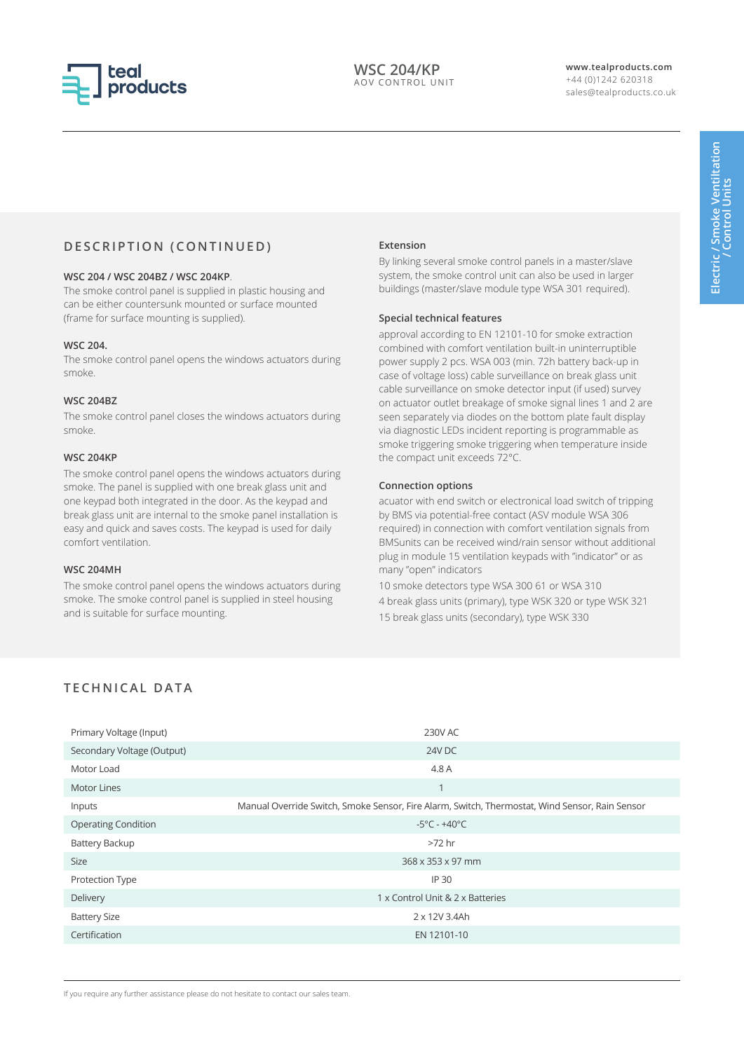## DESCRIPTION (CONTINUED)

**WSC 204 / WSC 204BZ / WSC 204KP**.
The smoke control panel is supplied in plastic housing and can be either countersunk mounted or surface mounted (frame for surface mounting is supplied).

**WSC 204.**
The smoke control panel opens the windows actuators during smoke.

**WSC 204BZ**
The smoke control panel closes the windows actuators during smoke.

**WSC 204KP**
The smoke control panel opens the windows actuators during smoke. The panel is supplied with one break glass unit and one keypad both integrated in the door. As the keypad and break glass unit are internal to the smoke panel installation is easy and quick and saves costs. The keypad is used for daily comfort ventilation.

**WSC 204MH**
The smoke control panel opens the windows actuators during smoke. The smoke control panel is supplied in steel housing and is suitable for surface mounting.

**Extension**
By linking several smoke control panels in a master/slave system, the smoke control unit can also be used in larger buildings (master/slave module type WSA 301 required).

**Special technical features**
approval according to EN 12101-10 for smoke extraction combined with comfort ventilation built-in uninterruptible power supply 2 pcs. WSA 003 (min. 72h battery back-up in case of voltage loss) cable surveillance on break glass unit cable surveillance on smoke detector input (if used) survey on actuator outlet breakage of smoke signal lines 1 and 2 are seen separately via diodes on the bottom plate fault display via diagnostic LEDs incident reporting is programmable as smoke triggering smoke triggering when temperature inside the compact unit exceeds 72°C.

**Connection options**
acuator with end switch or electronical load switch of tripping by BMS via potential-free contact (ASV module WSA 306 required) in connection with comfort ventilation signals from BMSunits can be received wind/rain sensor without additional plug in module 15 ventilation keypads with "indicator" or as many "open" indicators
10 smoke detectors type WSA 300 61 or WSA 310
4 break glass units (primary), type WSK 320 or type WSK 321
15 break glass units (secondary), type WSK 330

## TECHNICAL DATA

| | |
|---|---|
| Primary Voltage (Input) | 230V AC |
| Secondary Voltage (Output) | 24V DC |
| Motor Load | 4.8 A |
| Motor Lines | 1 |
| Inputs | Manual Override Switch, Smoke Sensor, Fire Alarm, Switch, Thermostat, Wind Sensor, Rain Sensor |
| Operating Condition | -5°C - +40°C |
| Battery Backup | >72 hr |
| Size | 368 x 353 x 97 mm |
| Protection Type | IP 30 |
| Delivery | 1 x Control Unit & 2 x Batteries |
| Battery Size | 2 x 12V 3.4Ah |
| Certification | EN 12101-10 |

If you require any further assistance please do not hesitate to contact our sales team.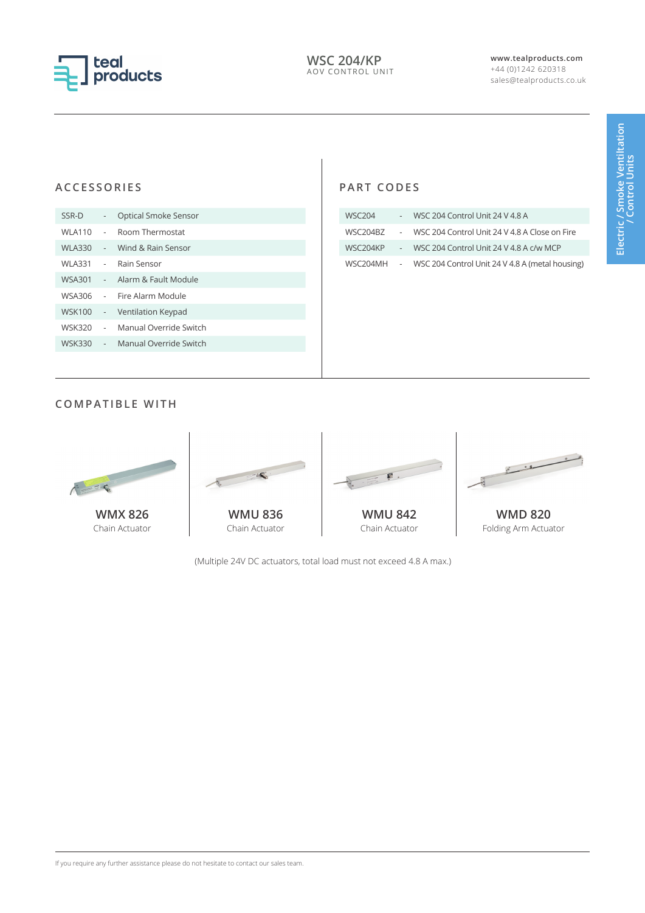## ACCESSORIES

| | | |
|---|---|---|
| SSR-D | - | Optical Smoke Sensor |
| WLA110 | - | Room Thermostat |
| WLA330 | - | Wind & Rain Sensor |
| WLA331 | - | Rain Sensor |
| WSA301 | - | Alarm & Fault Module |
| WSA306 | - | Fire Alarm Module |
| WSK100 | - | Ventilation Keypad |
| WSK320 | - | Manual Override Switch |
| WSK330 | - | Manual Override Switch |

## PART CODES

| | | |
|---|---|---|
| WSC204 | - | WSC 204 Control Unit 24 V 4.8 A |
| WSC204BZ | - | WSC 204 Control Unit 24 V 4.8 A Close on Fire |
| WSC204KP | - | WSC 204 Control Unit 24 V 4.8 A c/w MCP |
| WSC204MH | - | WSC 204 Control Unit 24 V 4.8 A (metal housing) |

## COMPATIBLE WITH

**WMX 826**
Chain Actuator

**WMU 836**
Chain Actuator

**WMU 842**
Chain Actuator

**WMD 820**
Folding Arm Actuator

(Multiple 24V DC actuators, total load must not exceed 4.8 A max.)

If you require any further assistance please do not hesitate to contact our sales team.